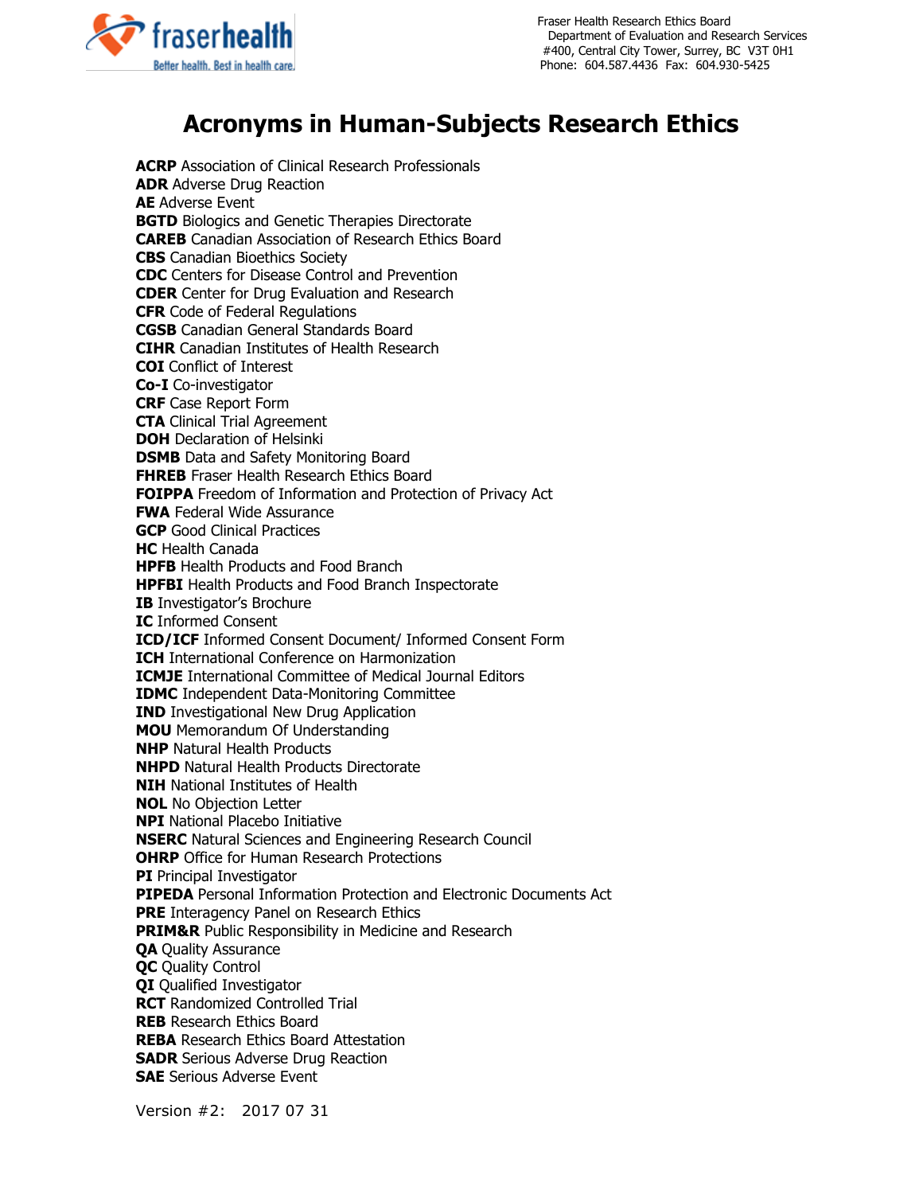Fraser Health Research Ethics Board
Department of Evaluation and Research Services
#400, Central City Tower, Surrey, BC V3T 0H1
Phone: 604.587.4436 Fax: 604.930-5425

# Acronyms in Human-Subjects Research Ethics

**ACRP** Association of Clinical Research Professionals
**ADR** Adverse Drug Reaction
**AE** Adverse Event
**BGTD** Biologics and Genetic Therapies Directorate
**CAREB** Canadian Association of Research Ethics Board
**CBS** Canadian Bioethics Society
**CDC** Centers for Disease Control and Prevention
**CDER** Center for Drug Evaluation and Research
**CFR** Code of Federal Regulations
**CGSB** Canadian General Standards Board
**CIHR** Canadian Institutes of Health Research
**COI** Conflict of Interest
**Co-I** Co-investigator
**CRF** Case Report Form
**CTA** Clinical Trial Agreement
**DOH** Declaration of Helsinki
**DSMB** Data and Safety Monitoring Board
**FHREB** Fraser Health Research Ethics Board
**FOIPPA** Freedom of Information and Protection of Privacy Act
**FWA** Federal Wide Assurance
**GCP** Good Clinical Practices
**HC** Health Canada
**HPFB** Health Products and Food Branch
**HPFBI** Health Products and Food Branch Inspectorate
**IB** Investigator's Brochure
**IC** Informed Consent
**ICD/ICF** Informed Consent Document/ Informed Consent Form
**ICH** International Conference on Harmonization
**ICMJE** International Committee of Medical Journal Editors
**IDMC** Independent Data-Monitoring Committee
**IND** Investigational New Drug Application
**MOU** Memorandum Of Understanding
**NHP** Natural Health Products
**NHPD** Natural Health Products Directorate
**NIH** National Institutes of Health
**NOL** No Objection Letter
**NPI** National Placebo Initiative
**NSERC** Natural Sciences and Engineering Research Council
**OHRP** Office for Human Research Protections
**PI** Principal Investigator
**PIPEDA** Personal Information Protection and Electronic Documents Act
**PRE** Interagency Panel on Research Ethics
**PRIM&R** Public Responsibility in Medicine and Research
**QA** Quality Assurance
**QC** Quality Control
**QI** Qualified Investigator
**RCT** Randomized Controlled Trial
**REB** Research Ethics Board
**REBA** Research Ethics Board Attestation
**SADR** Serious Adverse Drug Reaction
**SAE** Serious Adverse Event

Version #2: 2017 07 31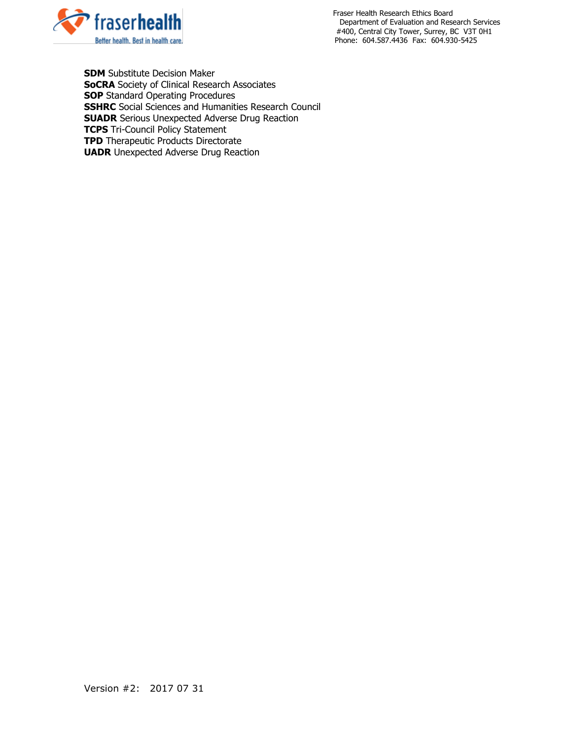**SDM** Substitute Decision Maker
**SoCRA** Society of Clinical Research Associates
**SOP** Standard Operating Procedures
**SSHRC** Social Sciences and Humanities Research Council
**SUADR** Serious Unexpected Adverse Drug Reaction
**TCPS** Tri-Council Policy Statement
**TPD** Therapeutic Products Directorate
**UADR** Unexpected Adverse Drug Reaction